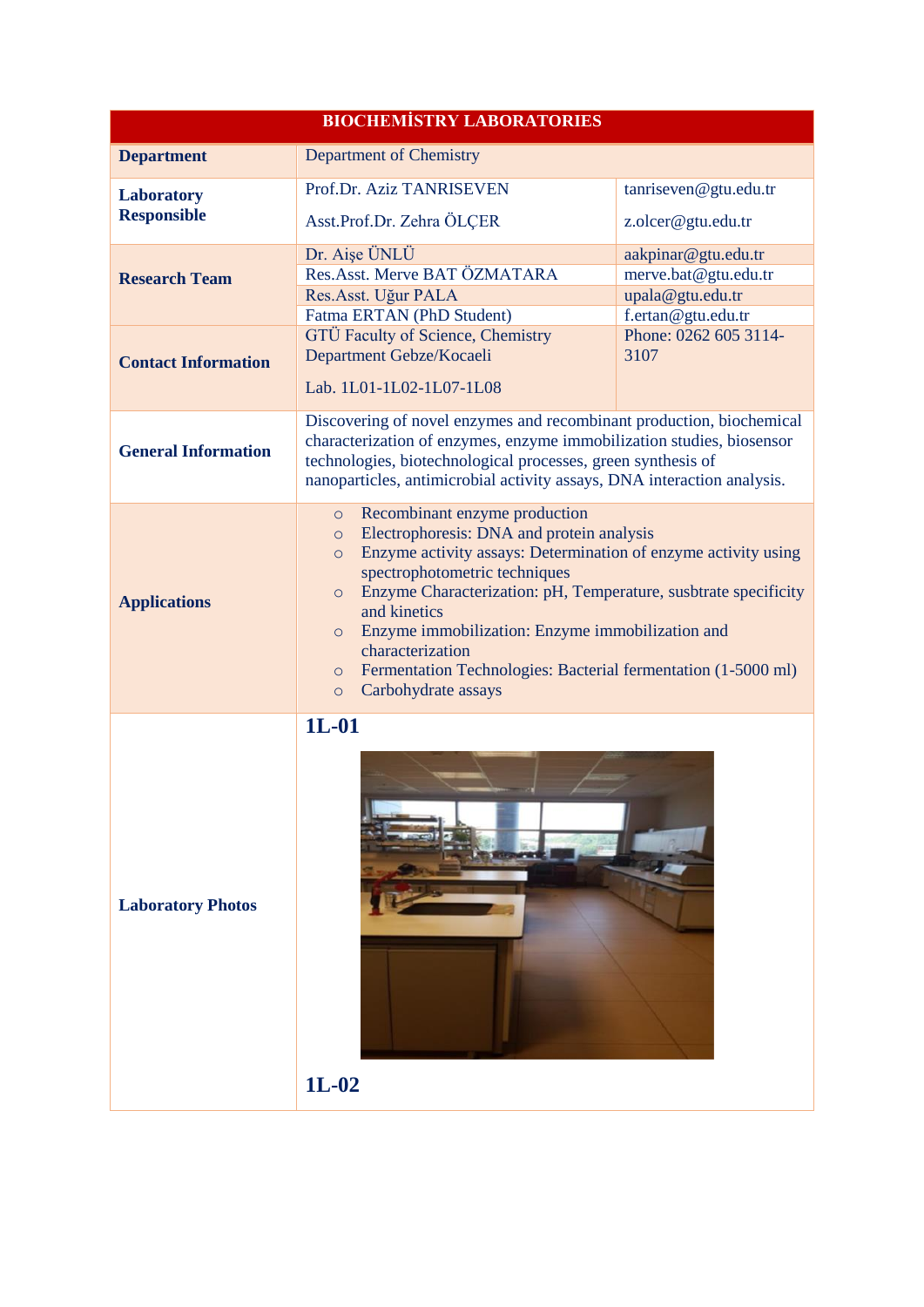| BIOCHEMİSTRY LABORATORIES | | |
|---|---|---|
| **Department** | Department of Chemistry | |
| **Laboratory Responsible** | Prof.Dr. Aziz TANRISEVEN<br><br>Asst.Prof.Dr. Zehra ÖLÇER | tanriseven@gtu.edu.tr<br><br>z.olcer@gtu.edu.tr |
| **Research Team** | Dr. Aişe ÜNLÜ | aakpinar@gtu.edu.tr |
| | Res.Asst. Merve BAT ÖZMATARA | merve.bat@gtu.edu.tr |
| | Res.Asst. Uğur PALA | upala@gtu.edu.tr |
| | Fatma ERTAN (PhD Student) | f.ertan@gtu.edu.tr |
| **Contact Information** | GTÜ Faculty of Science, Chemistry Department Gebze/Kocaeli<br><br>Lab. 1L01-1L02-1L07-1L08 | Phone: 0262 605 3114-3107 |
| **General Information** | Discovering of novel enzymes and recombinant production, biochemical characterization of enzymes, enzyme immobilization studies, biosensor technologies, biotechnological processes, green synthesis of nanoparticles, antimicrobial activity assays, DNA interaction analysis. | |
| **Applications** | ○ Recombinant enzyme production<br>○ Electrophoresis: DNA and protein analysis<br>○ Enzyme activity assays: Determination of enzyme activity using spectrophotometric techniques<br>○ Enzyme Characterization: pH, Temperature, susbtrate specificity and kinetics<br>○ Enzyme immobilization: Enzyme immobilization and characterization<br>○ Fermentation Technologies: Bacterial fermentation (1-5000 ml)<br>○ Carbohydrate assays | |
| **Laboratory Photos** | **1L-01**<br><br>**1L-02** | |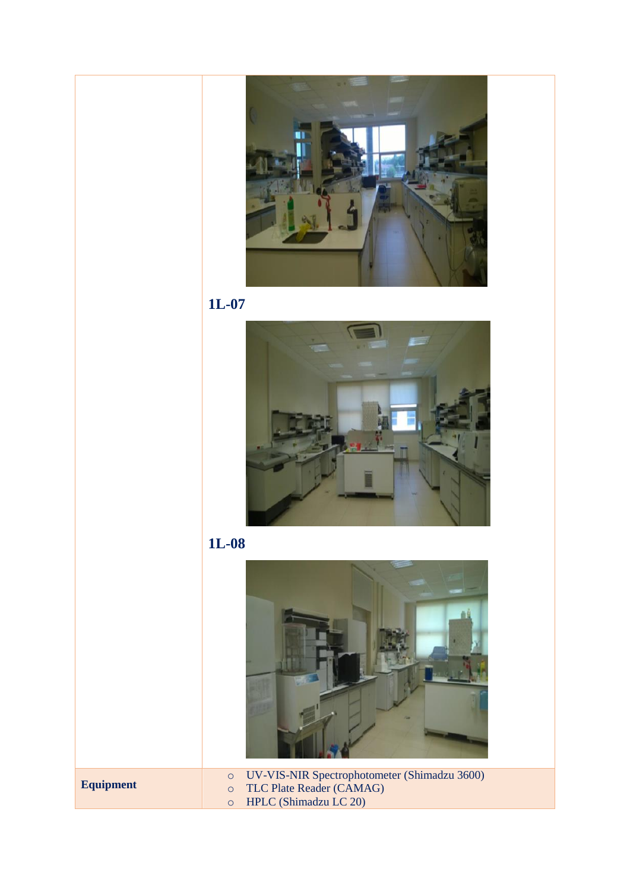| | |
|---|---|
| | **1L-07** |
| | **1L-08** |
| **Equipment** | ○ UV-VIS-NIR Spectrophotometer (Shimadzu 3600)<br>○ TLC Plate Reader (CAMAG)<br>○ HPLC (Shimadzu LC 20) |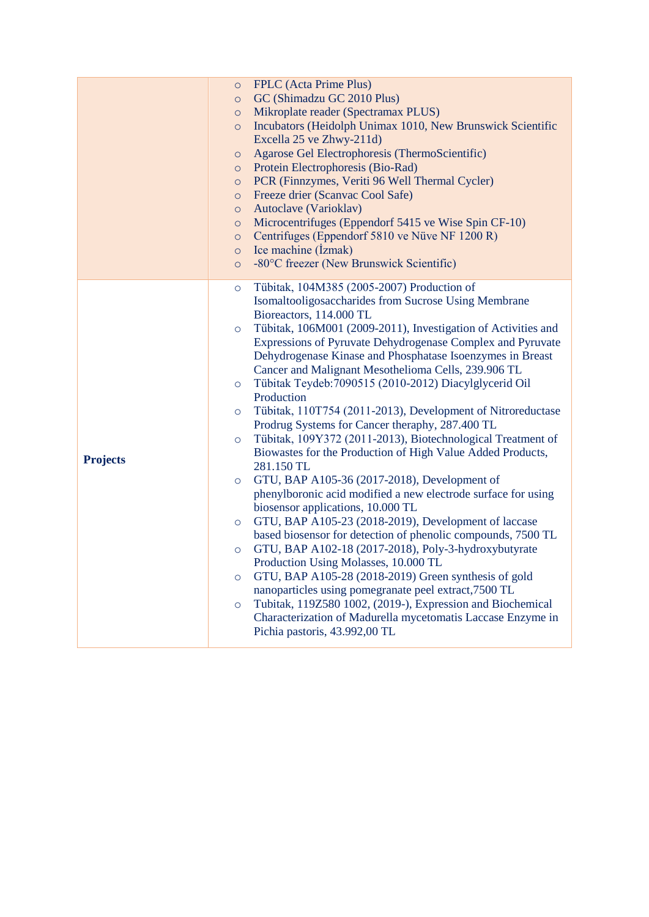| | |
|---|---|
| | ○ FPLC (Acta Prime Plus)<br>○ GC (Shimadzu GC 2010 Plus)<br>○ Mikroplate reader (Spectramax PLUS)<br>○ Incubators (Heidolph Unimax 1010, New Brunswick Scientific Excella 25 ve Zhwy-211d)<br>○ Agarose Gel Electrophoresis (ThermoScientific)<br>○ Protein Electrophoresis (Bio-Rad)<br>○ PCR (Finnzymes, Veriti 96 Well Thermal Cycler)<br>○ Freeze drier (Scanvac Cool Safe)<br>○ Autoclave (Varioklav)<br>○ Microcentrifuges (Eppendorf 5415 ve Wise Spin CF-10)<br>○ Centrifuges (Eppendorf 5810 ve Nüve NF 1200 R)<br>○ Ice machine (İzmak)<br>○ -80°C freezer (New Brunswick Scientific) |
| **Projects** | ○ Tübitak, 104M385 (2005-2007) Production of Isomaltooligosaccharides from Sucrose Using Membrane Bioreactors, 114.000 TL<br>○ Tübitak, 106M001 (2009-2011), Investigation of Activities and Expressions of Pyruvate Dehydrogenase Complex and Pyruvate Dehydrogenase Kinase and Phosphatase Isoenzymes in Breast Cancer and Malignant Mesothelioma Cells, 239.906 TL<br>○ Tübitak Teydeb:7090515 (2010-2012) Diacylglycerid Oil Production<br>○ Tübitak, 110T754 (2011-2013), Development of Nitroreductase Prodrug Systems for Cancer theraphy, 287.400 TL<br>○ Tübitak, 109Y372 (2011-2013), Biotechnological Treatment of Biowastes for the Production of High Value Added Products, 281.150 TL<br>○ GTU, BAP A105-36 (2017-2018), Development of phenylboronic acid modified a new electrode surface for using biosensor applications, 10.000 TL<br>○ GTU, BAP A105-23 (2018-2019), Development of laccase based biosensor for detection of phenolic compounds, 7500 TL<br>○ GTU, BAP A102-18 (2017-2018), Poly-3-hydroxybutyrate Production Using Molasses, 10.000 TL<br>○ GTU, BAP A105-28 (2018-2019) Green synthesis of gold nanoparticles using pomegranate peel extract,7500 TL<br>○ Tubitak, 119Z580 1002, (2019-), Expression and Biochemical Characterization of Madurella mycetomatis Laccase Enzyme in Pichia pastoris, 43.992,00 TL |